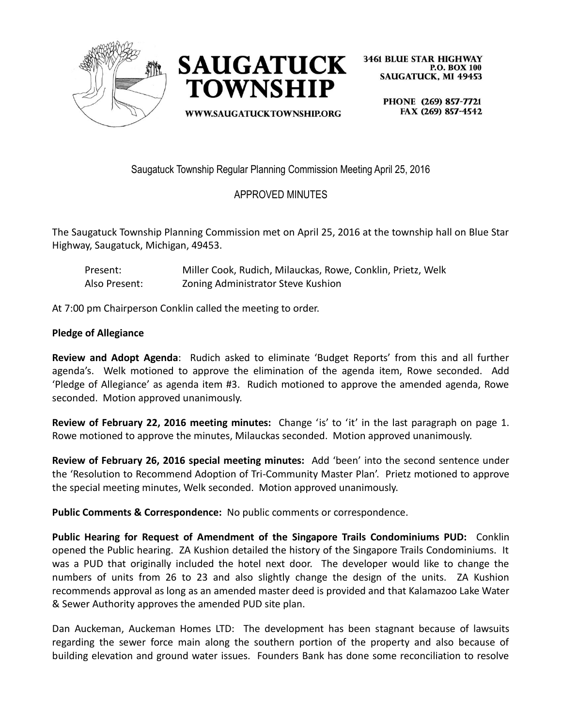**SAUGATUCK TOWNSHIP**

WWW.SAUGATUCKTOWNSHIP.ORG

3461 BLUE STAR HIGHWAY
P.O. BOX 100
SAUGATUCK, MI 49453

PHONE (269) 857-7721
FAX (269) 857-4542

Saugatuck Township Regular Planning Commission Meeting April 25, 2016

APPROVED MINUTES

The Saugatuck Township Planning Commission met on April 25, 2016 at the township hall on Blue Star Highway, Saugatuck, Michigan, 49453.

Present: Miller Cook, Rudich, Milauckas, Rowe, Conklin, Prietz, Welk
Also Present: Zoning Administrator Steve Kushion

At 7:00 pm Chairperson Conklin called the meeting to order.

**Pledge of Allegiance**

**Review and Adopt Agenda**: Rudich asked to eliminate 'Budget Reports' from this and all further agenda's. Welk motioned to approve the elimination of the agenda item, Rowe seconded. Add 'Pledge of Allegiance' as agenda item #3. Rudich motioned to approve the amended agenda, Rowe seconded. Motion approved unanimously.

**Review of February 22, 2016 meeting minutes:** Change 'is' to 'it' in the last paragraph on page 1. Rowe motioned to approve the minutes, Milauckas seconded. Motion approved unanimously.

**Review of February 26, 2016 special meeting minutes:** Add 'been' into the second sentence under the 'Resolution to Recommend Adoption of Tri-Community Master Plan'. Prietz motioned to approve the special meeting minutes, Welk seconded. Motion approved unanimously.

**Public Comments & Correspondence:** No public comments or correspondence.

**Public Hearing for Request of Amendment of the Singapore Trails Condominiums PUD:** Conklin opened the Public hearing. ZA Kushion detailed the history of the Singapore Trails Condominiums. It was a PUD that originally included the hotel next door. The developer would like to change the numbers of units from 26 to 23 and also slightly change the design of the units. ZA Kushion recommends approval as long as an amended master deed is provided and that Kalamazoo Lake Water & Sewer Authority approves the amended PUD site plan.

Dan Auckeman, Auckeman Homes LTD: The development has been stagnant because of lawsuits regarding the sewer force main along the southern portion of the property and also because of building elevation and ground water issues. Founders Bank has done some reconciliation to resolve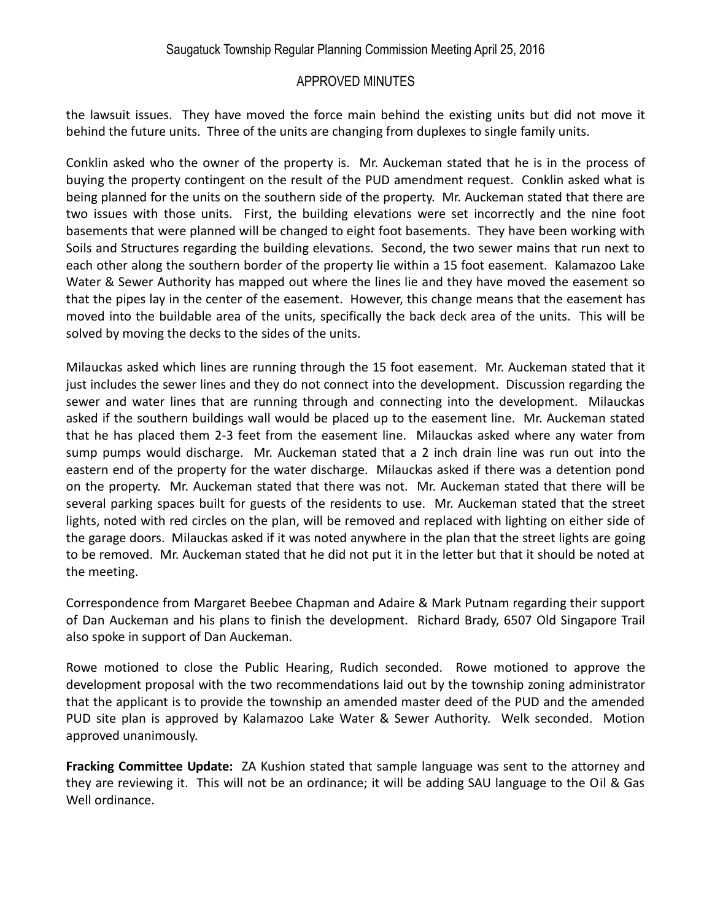the lawsuit issues. They have moved the force main behind the existing units but did not move it behind the future units. Three of the units are changing from duplexes to single family units.

Conklin asked who the owner of the property is. Mr. Auckeman stated that he is in the process of buying the property contingent on the result of the PUD amendment request. Conklin asked what is being planned for the units on the southern side of the property. Mr. Auckeman stated that there are two issues with those units. First, the building elevations were set incorrectly and the nine foot basements that were planned will be changed to eight foot basements. They have been working with Soils and Structures regarding the building elevations. Second, the two sewer mains that run next to each other along the southern border of the property lie within a 15 foot easement. Kalamazoo Lake Water & Sewer Authority has mapped out where the lines lie and they have moved the easement so that the pipes lay in the center of the easement. However, this change means that the easement has moved into the buildable area of the units, specifically the back deck area of the units. This will be solved by moving the decks to the sides of the units.

Milauckas asked which lines are running through the 15 foot easement. Mr. Auckeman stated that it just includes the sewer lines and they do not connect into the development. Discussion regarding the sewer and water lines that are running through and connecting into the development. Milauckas asked if the southern buildings wall would be placed up to the easement line. Mr. Auckeman stated that he has placed them 2-3 feet from the easement line. Milauckas asked where any water from sump pumps would discharge. Mr. Auckeman stated that a 2 inch drain line was run out into the eastern end of the property for the water discharge. Milauckas asked if there was a detention pond on the property. Mr. Auckeman stated that there was not. Mr. Auckeman stated that there will be several parking spaces built for guests of the residents to use. Mr. Auckeman stated that the street lights, noted with red circles on the plan, will be removed and replaced with lighting on either side of the garage doors. Milauckas asked if it was noted anywhere in the plan that the street lights are going to be removed. Mr. Auckeman stated that he did not put it in the letter but that it should be noted at the meeting.

Correspondence from Margaret Beebee Chapman and Adaire & Mark Putnam regarding their support of Dan Auckeman and his plans to finish the development. Richard Brady, 6507 Old Singapore Trail also spoke in support of Dan Auckeman.

Rowe motioned to close the Public Hearing, Rudich seconded. Rowe motioned to approve the development proposal with the two recommendations laid out by the township zoning administrator that the applicant is to provide the township an amended master deed of the PUD and the amended PUD site plan is approved by Kalamazoo Lake Water & Sewer Authority. Welk seconded. Motion approved unanimously.

**Fracking Committee Update:** ZA Kushion stated that sample language was sent to the attorney and they are reviewing it. This will not be an ordinance; it will be adding SAU language to the Oil & Gas Well ordinance.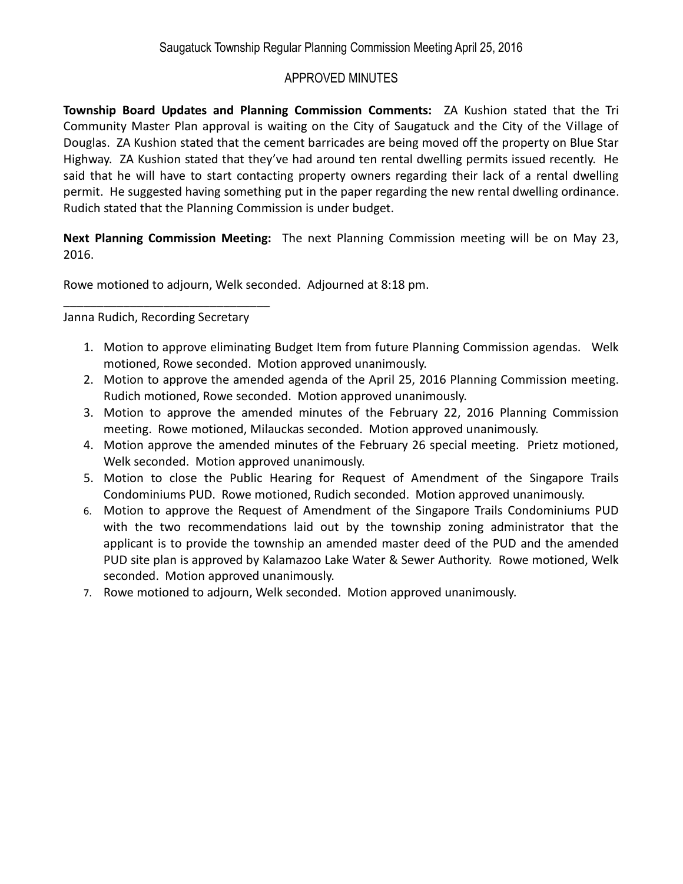Saugatuck Township Regular Planning Commission Meeting April 25, 2016

APPROVED MINUTES

**Township Board Updates and Planning Commission Comments:** ZA Kushion stated that the Tri Community Master Plan approval is waiting on the City of Saugatuck and the City of the Village of Douglas. ZA Kushion stated that the cement barricades are being moved off the property on Blue Star Highway. ZA Kushion stated that they've had around ten rental dwelling permits issued recently. He said that he will have to start contacting property owners regarding their lack of a rental dwelling permit. He suggested having something put in the paper regarding the new rental dwelling ordinance. Rudich stated that the Planning Commission is under budget.

**Next Planning Commission Meeting:** The next Planning Commission meeting will be on May 23, 2016.

Rowe motioned to adjourn, Welk seconded. Adjourned at 8:18 pm.

_______________________________

Janna Rudich, Recording Secretary

1. Motion to approve eliminating Budget Item from future Planning Commission agendas. Welk motioned, Rowe seconded. Motion approved unanimously.
2. Motion to approve the amended agenda of the April 25, 2016 Planning Commission meeting. Rudich motioned, Rowe seconded. Motion approved unanimously.
3. Motion to approve the amended minutes of the February 22, 2016 Planning Commission meeting. Rowe motioned, Milauckas seconded. Motion approved unanimously.
4. Motion approve the amended minutes of the February 26 special meeting. Prietz motioned, Welk seconded. Motion approved unanimously.
5. Motion to close the Public Hearing for Request of Amendment of the Singapore Trails Condominiums PUD. Rowe motioned, Rudich seconded. Motion approved unanimously.
6. Motion to approve the Request of Amendment of the Singapore Trails Condominiums PUD with the two recommendations laid out by the township zoning administrator that the applicant is to provide the township an amended master deed of the PUD and the amended PUD site plan is approved by Kalamazoo Lake Water & Sewer Authority. Rowe motioned, Welk seconded. Motion approved unanimously.
7. Rowe motioned to adjourn, Welk seconded. Motion approved unanimously.